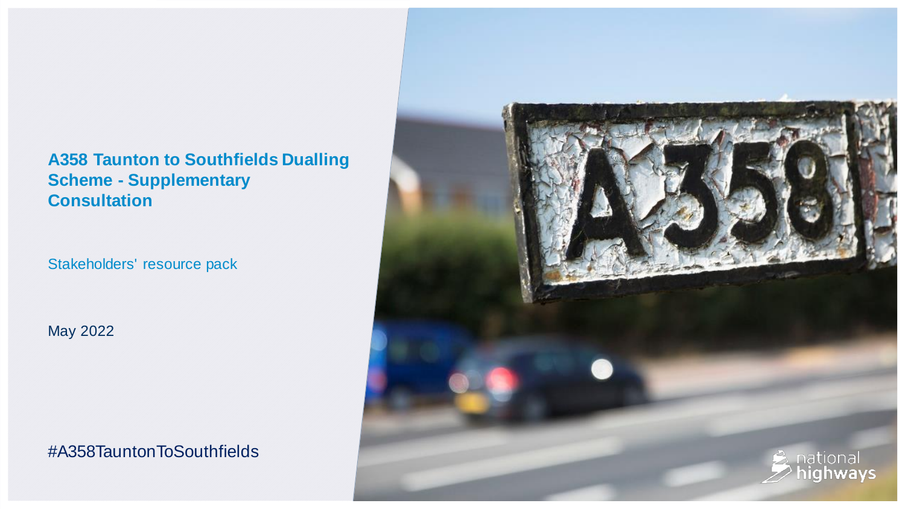# A358 Taunton to Southfields Dualling Scheme - Supplementary Consultation

Stakeholders' resource pack

May 2022

#A358TauntonToSouthfields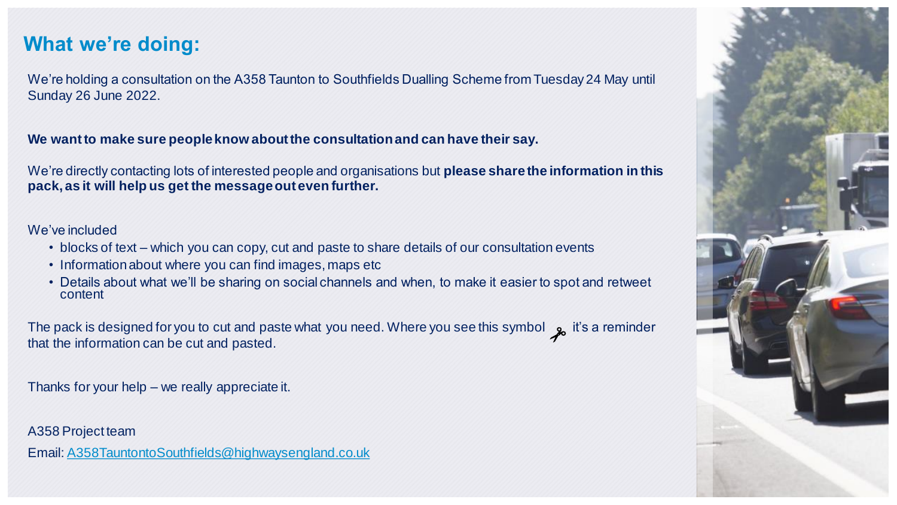## What we're doing:

We're holding a consultation on the A358 Taunton to Southfields Dualling Scheme from Tuesday 24 May until Sunday 26 June 2022.

**We want to make sure people know about the consultation and can have their say.**

We're directly contacting lots of interested people and organisations but **please share the information in this pack, as it will help us get the message out even further.**

We've included

- blocks of text – which you can copy, cut and paste to share details of our consultation events
- Information about where you can find images, maps etc
- Details about what we'll be sharing on social channels and when, to make it easier to spot and retweet content

The pack is designed for you to cut and paste what you need. Where you see this symbol ✂ it's a reminder that the information can be cut and pasted.

Thanks for your help – we really appreciate it.

A358 Project team

Email: A358TauntontoSouthfields@highwaysengland.co.uk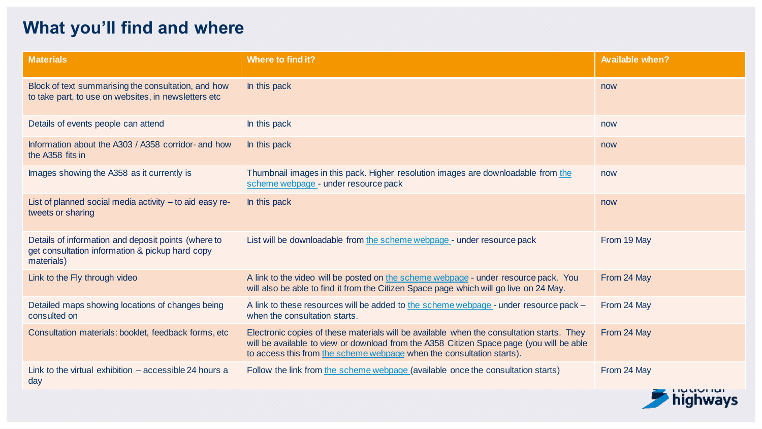# What you'll find and where

| Materials | Where to find it? | Available when? |
|---|---|---|
| Block of text summarising the consultation, and how to take part, to use on websites, in newsletters etc | In this pack | now |
| Details of events people can attend | In this pack | now |
| Information about the A303 / A358 corridor- and how the A358 fits in | In this pack | now |
| Images showing the A358 as it currently is | Thumbnail images in this pack. Higher resolution images are downloadable from the scheme webpage - under resource pack | now |
| List of planned social media activity – to aid easy re-tweets or sharing | In this pack | now |
| Details of information and deposit points (where to get consultation information & pickup hard copy materials) | List will be downloadable from the scheme webpage - under resource pack | From 19 May |
| Link to the Fly through video | A link to the video will be posted on the scheme webpage - under resource pack. You will also be able to find it from the Citizen Space page which will go live on 24 May. | From 24 May |
| Detailed maps showing locations of changes being consulted on | A link to these resources will be added to the scheme webpage - under resource pack – when the consultation starts. | From 24 May |
| Consultation materials: booklet, feedback forms, etc | Electronic copies of these materials will be available when the consultation starts. They will be available to view or download from the A358 Citizen Space page (you will be able to access this from the scheme webpage when the consultation starts). | From 24 May |
| Link to the virtual exhibition – accessible 24 hours a day | Follow the link from the scheme webpage (available once the consultation starts) | From 24 May |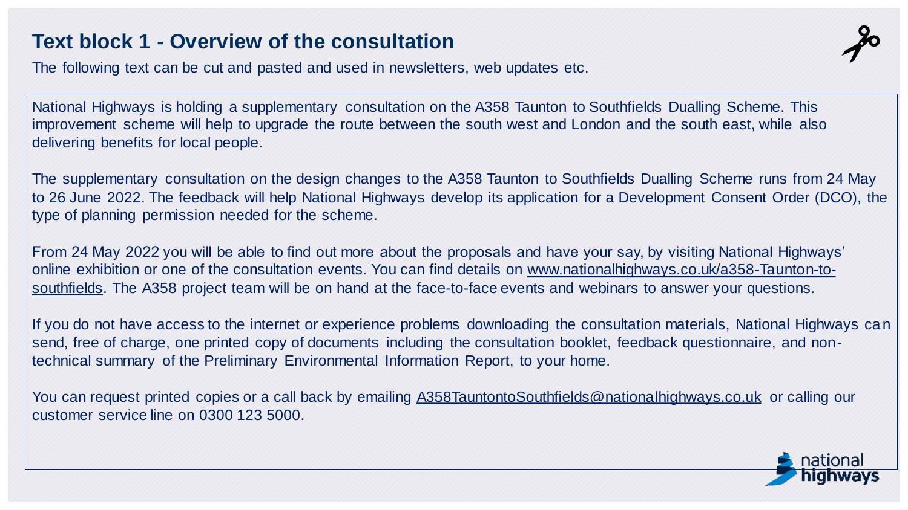## Text block 1 - Overview of the consultation

The following text can be cut and pasted and used in newsletters, web updates etc.

National Highways is holding a supplementary consultation on the A358 Taunton to Southfields Dualling Scheme. This improvement scheme will help to upgrade the route between the south west and London and the south east, while also delivering benefits for local people.

The supplementary consultation on the design changes to the A358 Taunton to Southfields Dualling Scheme runs from 24 May to 26 June 2022. The feedback will help National Highways develop its application for a Development Consent Order (DCO), the type of planning permission needed for the scheme.

From 24 May 2022 you will be able to find out more about the proposals and have your say, by visiting National Highways' online exhibition or one of the consultation events. You can find details on www.nationalhighways.co.uk/a358-Taunton-to-southfields. The A358 project team will be on hand at the face-to-face events and webinars to answer your questions.

If you do not have access to the internet or experience problems downloading the consultation materials, National Highways can send, free of charge, one printed copy of documents including the consultation booklet, feedback questionnaire, and non-technical summary of the Preliminary Environmental Information Report, to your home.

You can request printed copies or a call back by emailing A358TauntontoSouthfields@nationalhighways.co.uk or calling our customer service line on 0300 123 5000.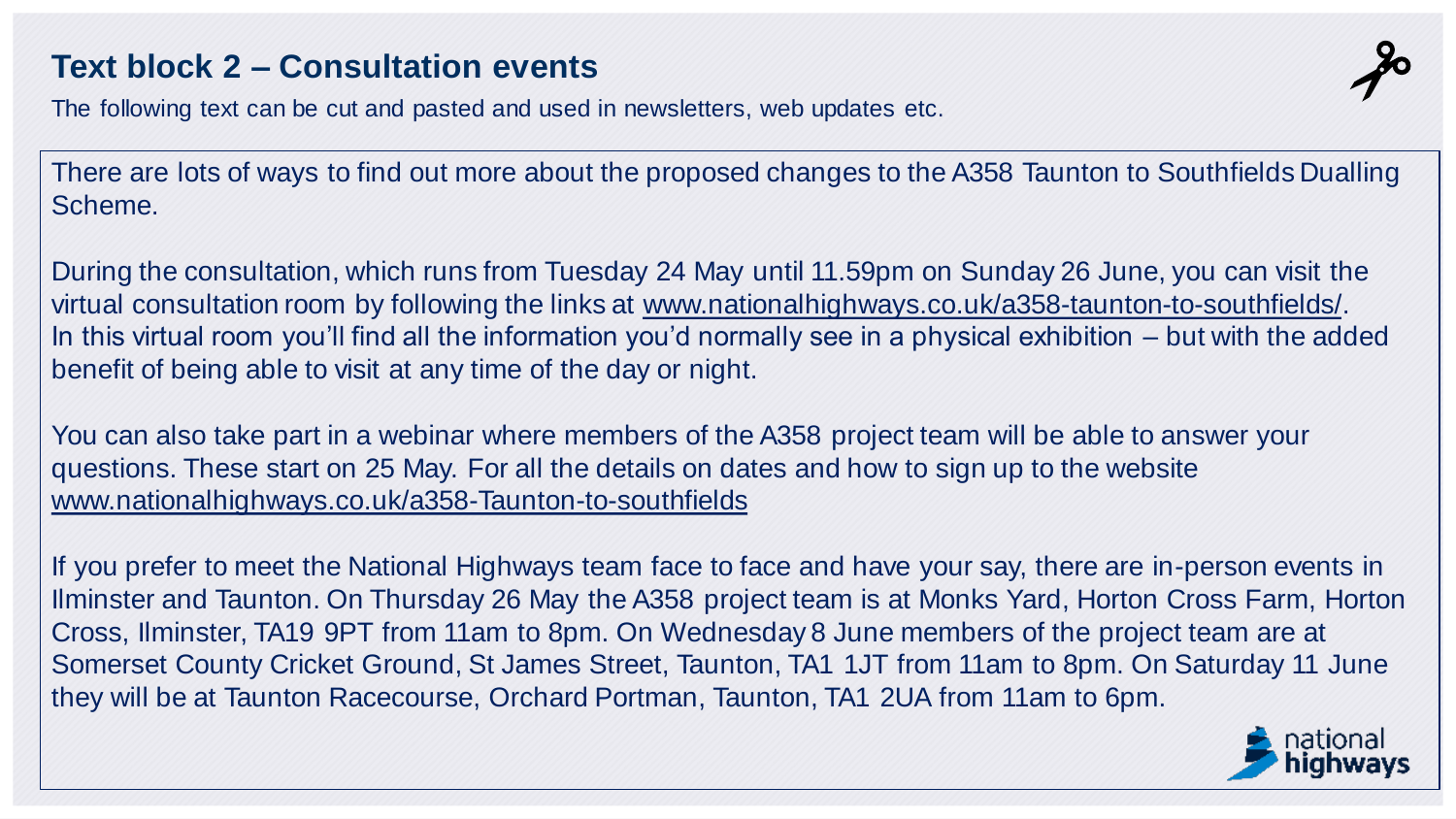## Text block 2 – Consultation events

The following text can be cut and pasted and used in newsletters, web updates etc.

There are lots of ways to find out more about the proposed changes to the A358 Taunton to Southfields Dualling Scheme.

During the consultation, which runs from Tuesday 24 May until 11.59pm on Sunday 26 June, you can visit the virtual consultation room by following the links at www.nationalhighways.co.uk/a358-taunton-to-southfields/. In this virtual room you'll find all the information you'd normally see in a physical exhibition – but with the added benefit of being able to visit at any time of the day or night.

You can also take part in a webinar where members of the A358 project team will be able to answer your questions. These start on 25 May. For all the details on dates and how to sign up to the website www.nationalhighways.co.uk/a358-Taunton-to-southfields

If you prefer to meet the National Highways team face to face and have your say, there are in-person events in Ilminster and Taunton. On Thursday 26 May the A358 project team is at Monks Yard, Horton Cross Farm, Horton Cross, Ilminster, TA19 9PT from 11am to 8pm. On Wednesday 8 June members of the project team are at Somerset County Cricket Ground, St James Street, Taunton, TA1 1JT from 11am to 8pm. On Saturday 11 June they will be at Taunton Racecourse, Orchard Portman, Taunton, TA1 2UA from 11am to 6pm.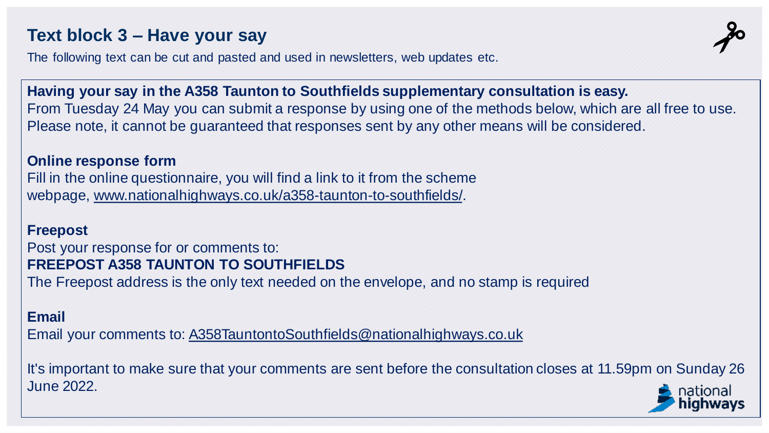# Text block 3 – Have your say

The following text can be cut and pasted and used in newsletters, web updates etc.

**Having your say in the A358 Taunton to Southfields supplementary consultation is easy.**
From Tuesday 24 May you can submit a response by using one of the methods below, which are all free to use. Please note, it cannot be guaranteed that responses sent by any other means will be considered.

**Online response form**
Fill in the online questionnaire, you will find a link to it from the scheme webpage, www.nationalhighways.co.uk/a358-taunton-to-southfields/.

**Freepost**
Post your response for or comments to:
**FREEPOST A358 TAUNTON TO SOUTHFIELDS**
The Freepost address is the only text needed on the envelope, and no stamp is required

**Email**
Email your comments to: A358TauntontoSouthfields@nationalhighways.co.uk

It's important to make sure that your comments are sent before the consultation closes at 11.59pm on Sunday 26 June 2022.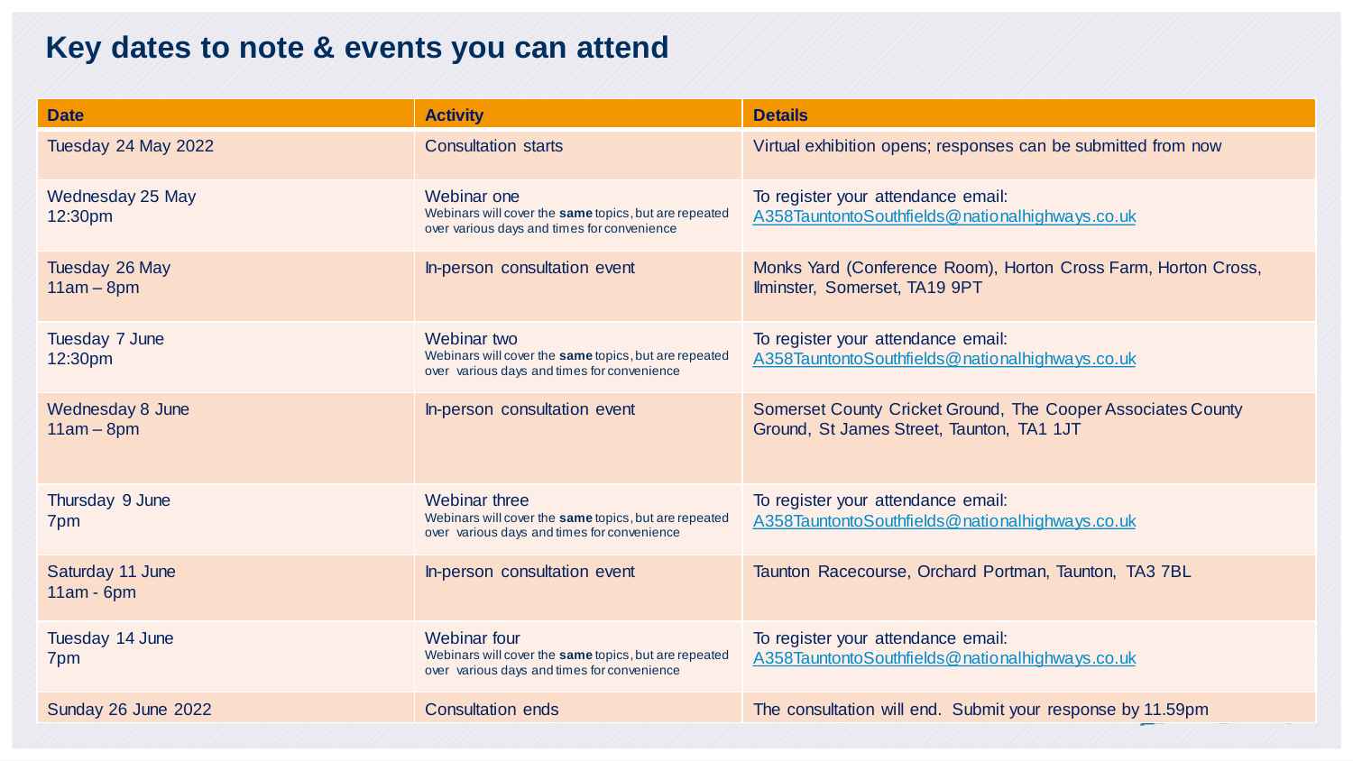# Key dates to note & events you can attend

| Date | Activity | Details |
| --- | --- | --- |
| Tuesday 24 May 2022 | Consultation starts | Virtual exhibition opens; responses can be submitted from now |
| Wednesday 25 May 12:30pm | Webinar one<br>Webinars will cover the **same** topics, but are repeated over various days and times for convenience | To register your attendance email: A358TauntontoSouthfields@nationalhighways.co.uk |
| Tuesday 26 May 11am – 8pm | In-person consultation event | Monks Yard (Conference Room), Horton Cross Farm, Horton Cross, Ilminster, Somerset, TA19 9PT |
| Tuesday 7 June 12:30pm | Webinar two<br>Webinars will cover the **same** topics, but are repeated over various days and times for convenience | To register your attendance email: A358TauntontoSouthfields@nationalhighways.co.uk |
| Wednesday 8 June 11am – 8pm | In-person consultation event | Somerset County Cricket Ground, The Cooper Associates County Ground, St James Street, Taunton, TA1 1JT |
| Thursday 9 June 7pm | Webinar three<br>Webinars will cover the **same** topics, but are repeated over various days and times for convenience | To register your attendance email: A358TauntontoSouthfields@nationalhighways.co.uk |
| Saturday 11 June 11am - 6pm | In-person consultation event | Taunton Racecourse, Orchard Portman, Taunton, TA3 7BL |
| Tuesday 14 June 7pm | Webinar four<br>Webinars will cover the **same** topics, but are repeated over various days and times for convenience | To register your attendance email: A358TauntontoSouthfields@nationalhighways.co.uk |
| Sunday 26 June 2022 | Consultation ends | The consultation will end. Submit your response by 11.59pm |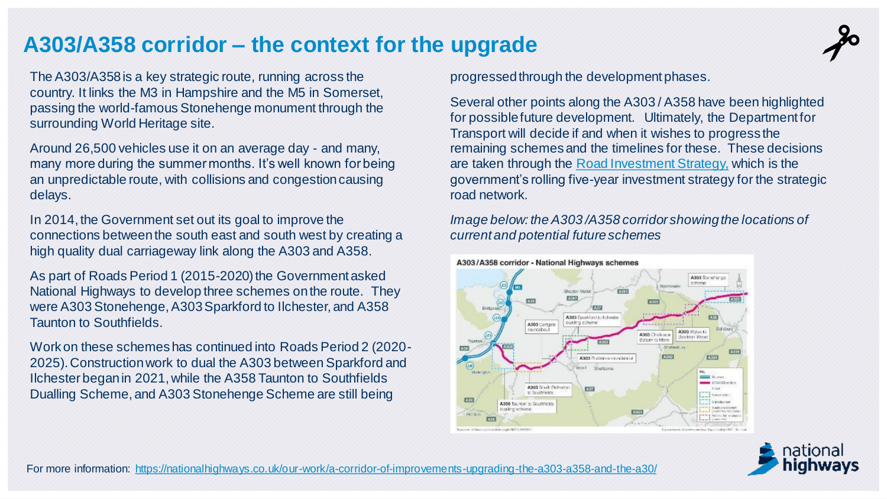# A303/A358 corridor – the context for the upgrade

The A303/A358 is a key strategic route, running across the country. It links the M3 in Hampshire and the M5 in Somerset, passing the world-famous Stonehenge monument through the surrounding World Heritage site.

Around 26,500 vehicles use it on an average day - and many, many more during the summer months. It's well known for being an unpredictable route, with collisions and congestion causing delays.

In 2014, the Government set out its goal to improve the connections between the south east and south west by creating a high quality dual carriageway link along the A303 and A358.

As part of Roads Period 1 (2015-2020) the Government asked National Highways to develop three schemes on the route. They were A303 Stonehenge, A303 Sparkford to Ilchester, and A358 Taunton to Southfields.

Work on these schemes has continued into Roads Period 2 (2020-2025). Construction work to dual the A303 between Sparkford and Ilchester began in 2021, while the A358 Taunton to Southfields Dualling Scheme, and A303 Stonehenge Scheme are still being progressed through the development phases.

Several other points along the A303 / A358 have been highlighted for possible future development. Ultimately, the Department for Transport will decide if and when it wishes to progress the remaining schemes and the timelines for these. These decisions are taken through the [Road Investment Strategy,](#) which is the government's rolling five-year investment strategy for the strategic road network.

*Image below: the A303 /A358 corridor showing the locations of current and potential future schemes*

For more information: https://nationalhighways.co.uk/our-work/a-corridor-of-improvements-upgrading-the-a303-a358-and-the-a30/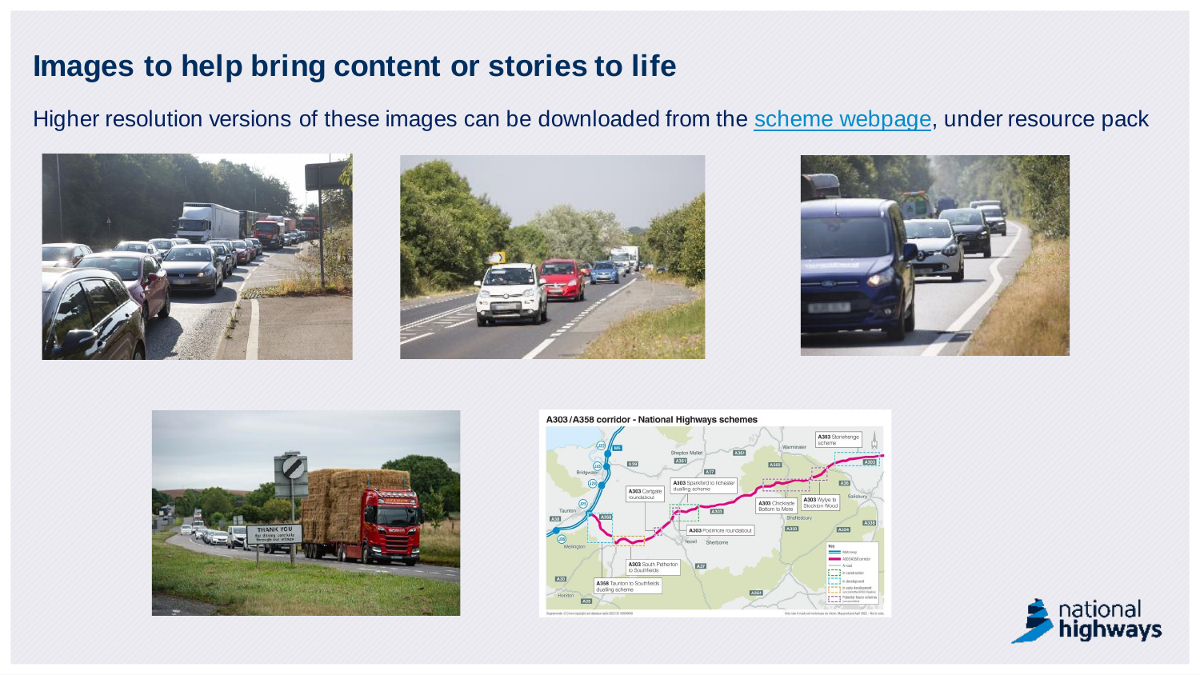# Images to help bring content or stories to life

Higher resolution versions of these images can be downloaded from the [scheme webpage](), under resource pack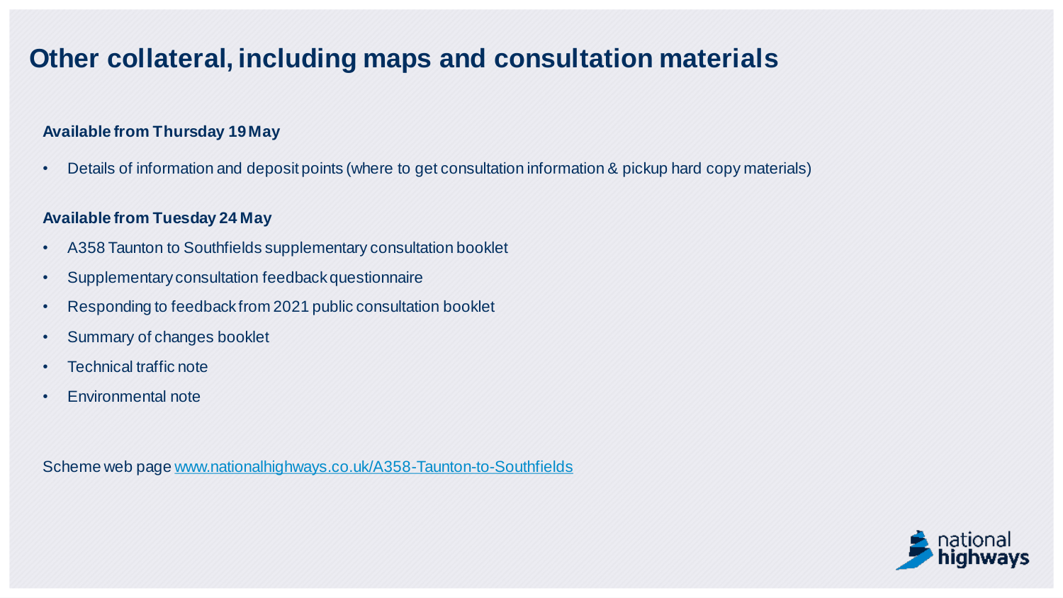# Other collateral, including maps and consultation materials

**Available from Thursday 19 May**

- Details of information and deposit points (where to get consultation information & pickup hard copy materials)

**Available from Tuesday 24 May**

- A358 Taunton to Southfields supplementary consultation booklet
- Supplementary consultation feedback questionnaire
- Responding to feedback from 2021 public consultation booklet
- Summary of changes booklet
- Technical traffic note
- Environmental note

Scheme web page [www.nationalhighways.co.uk/A358-Taunton-to-Southfields](www.nationalhighways.co.uk/A358-Taunton-to-Southfields)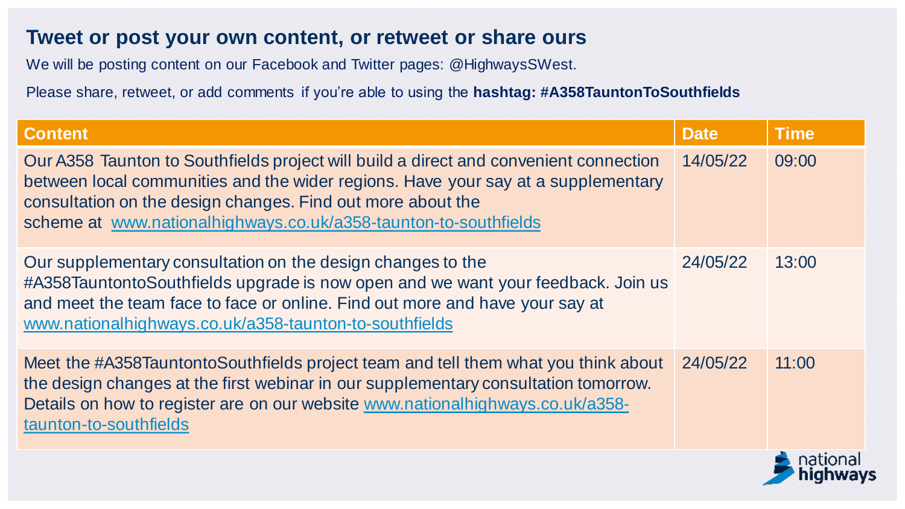# Tweet or post your own content, or retweet or share ours

We will be posting content on our Facebook and Twitter pages: @HighwaysSWest.

Please share, retweet, or add comments if you're able to using the **hashtag: #A358TauntonToSouthfields**

| Content | Date | Time |
|---|---|---|
| Our A358 Taunton to Southfields project will build a direct and convenient connection between local communities and the wider regions. Have your say at a supplementary consultation on the design changes. Find out more about the scheme at www.nationalhighways.co.uk/a358-taunton-to-southfields | 14/05/22 | 09:00 |
| Our supplementary consultation on the design changes to the #A358TauntontoSouthfields upgrade is now open and we want your feedback. Join us and meet the team face to face or online. Find out more and have your say at www.nationalhighways.co.uk/a358-taunton-to-southfields | 24/05/22 | 13:00 |
| Meet the #A358TauntontoSouthfields project team and tell them what you think about the design changes at the first webinar in our supplementary consultation tomorrow. Details on how to register are on our website www.nationalhighways.co.uk/a358-taunton-to-southfields | 24/05/22 | 11:00 |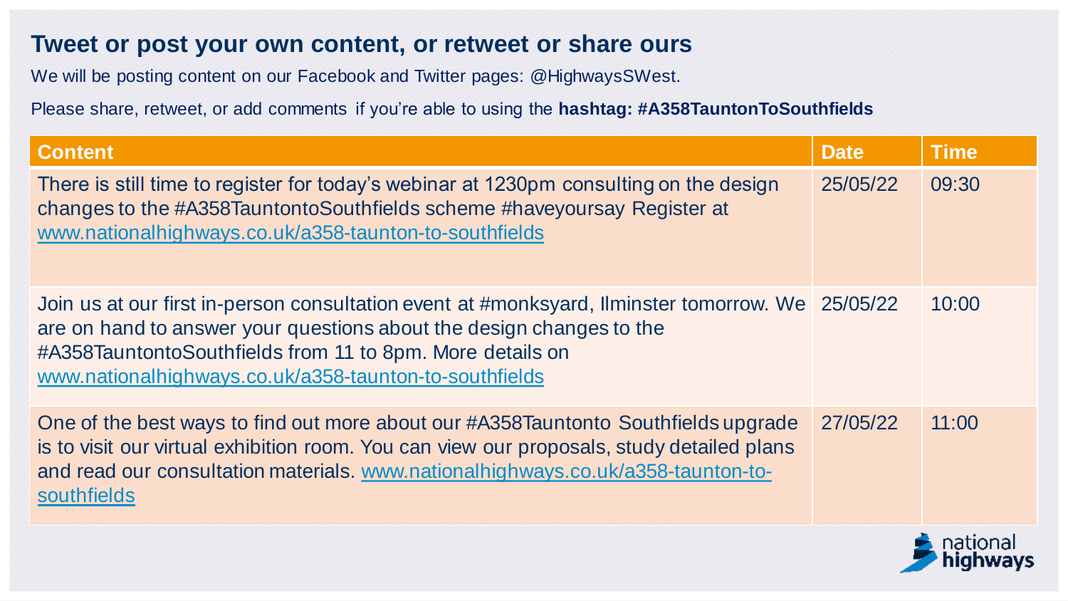# Tweet or post your own content, or retweet or share ours

We will be posting content on our Facebook and Twitter pages: @HighwaysSWest.

Please share, retweet, or add comments if you're able to using the **hashtag: #A358TauntonToSouthfields**

| Content | Date | Time |
|---|---|---|
| There is still time to register for today's webinar at 1230pm consulting on the design changes to the #A358TauntontoSouthfields scheme #haveyoursay Register at www.nationalhighways.co.uk/a358-taunton-to-southfields | 25/05/22 | 09:30 |
| Join us at our first in-person consultation event at #monksyard, Ilminster tomorrow. We are on hand to answer your questions about the design changes to the #A358TauntontoSouthfields from 11 to 8pm. More details on www.nationalhighways.co.uk/a358-taunton-to-southfields | 25/05/22 | 10:00 |
| One of the best ways to find out more about our #A358Tauntonto Southfields upgrade is to visit our virtual exhibition room. You can view our proposals, study detailed plans and read our consultation materials. www.nationalhighways.co.uk/a358-taunton-to-southfields | 27/05/22 | 11:00 |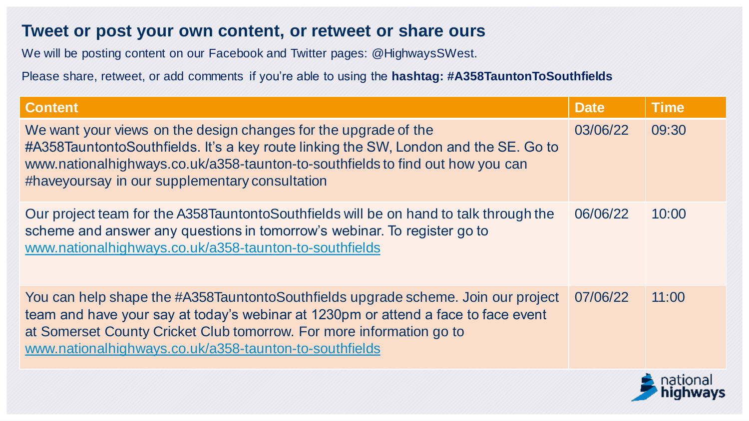## Tweet or post your own content, or retweet or share ours

We will be posting content on our Facebook and Twitter pages: @HighwaysSWest.

Please share, retweet, or add comments if you're able to using the **hashtag: #A358TauntonToSouthfields**

| Content | Date | Time |
|---|---|---|
| We want your views on the design changes for the upgrade of the #A358TauntontoSouthfields. It's a key route linking the SW, London and the SE. Go to www.nationalhighways.co.uk/a358-taunton-to-southfields to find out how you can #haveyoursay in our supplementary consultation | 03/06/22 | 09:30 |
| Our project team for the A358TauntontoSouthfields will be on hand to talk through the scheme and answer any questions in tomorrow's webinar. To register go to www.nationalhighways.co.uk/a358-taunton-to-southfields | 06/06/22 | 10:00 |
| You can help shape the #A358TauntontoSouthfields upgrade scheme. Join our project team and have your say at today's webinar at 1230pm or attend a face to face event at Somerset County Cricket Club tomorrow. For more information go to www.nationalhighways.co.uk/a358-taunton-to-southfields | 07/06/22 | 11:00 |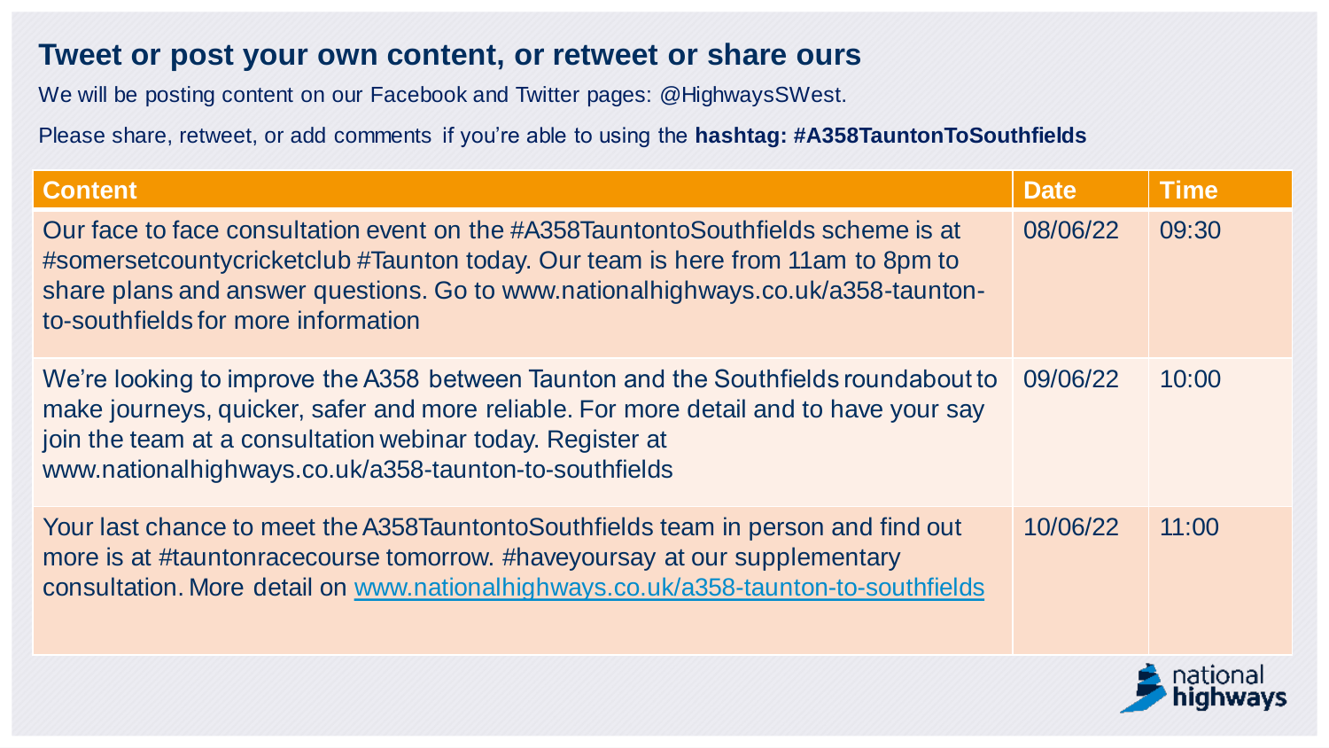## Tweet or post your own content, or retweet or share ours

We will be posting content on our Facebook and Twitter pages: @HighwaysSWest.

Please share, retweet, or add comments if you're able to using the **hashtag: #A358TauntonToSouthfields**

| Content | Date | Time |
|---|---|---|
| Our face to face consultation event on the #A358TauntontoSouthfields scheme is at #somersetcountycricketclub #Taunton today. Our team is here from 11am to 8pm to share plans and answer questions. Go to www.nationalhighways.co.uk/a358-taunton-to-southfields for more information | 08/06/22 | 09:30 |
| We're looking to improve the A358 between Taunton and the Southfields roundabout to make journeys, quicker, safer and more reliable. For more detail and to have your say join the team at a consultation webinar today. Register at www.nationalhighways.co.uk/a358-taunton-to-southfields | 09/06/22 | 10:00 |
| Your last chance to meet the A358TauntontoSouthfields team in person and find out more is at #tauntonracecourse tomorrow. #haveyoursay at our supplementary consultation. More detail on www.nationalhighways.co.uk/a358-taunton-to-southfields | 10/06/22 | 11:00 |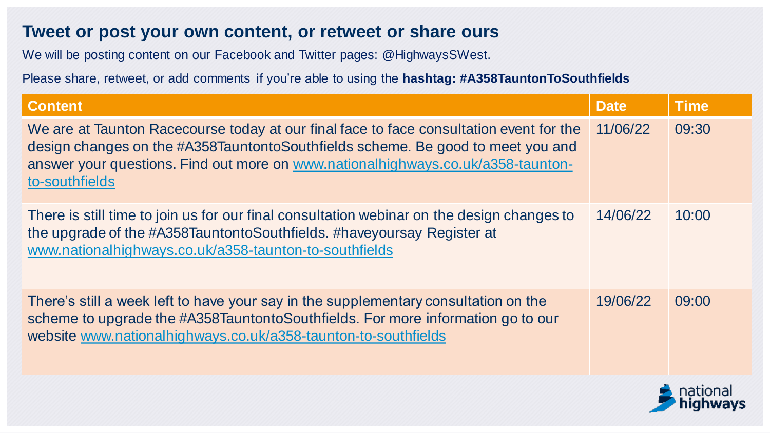## Tweet or post your own content, or retweet or share ours

We will be posting content on our Facebook and Twitter pages: @HighwaysSWest.

Please share, retweet, or add comments if you're able to using the **hashtag: #A358TauntonToSouthfields**

| Content | Date | Time |
| --- | --- | --- |
| We are at Taunton Racecourse today at our final face to face consultation event for the design changes on the #A358TauntontoSouthfields scheme. Be good to meet you and answer your questions. Find out more on www.nationalhighways.co.uk/a358-taunton-to-southfields | 11/06/22 | 09:30 |
| There is still time to join us for our final consultation webinar on the design changes to the upgrade of the #A358TauntontoSouthfields. #haveyoursay Register at www.nationalhighways.co.uk/a358-taunton-to-southfields | 14/06/22 | 10:00 |
| There's still a week left to have your say in the supplementary consultation on the scheme to upgrade the #A358TauntontoSouthfields. For more information go to our website www.nationalhighways.co.uk/a358-taunton-to-southfields | 19/06/22 | 09:00 |

national highways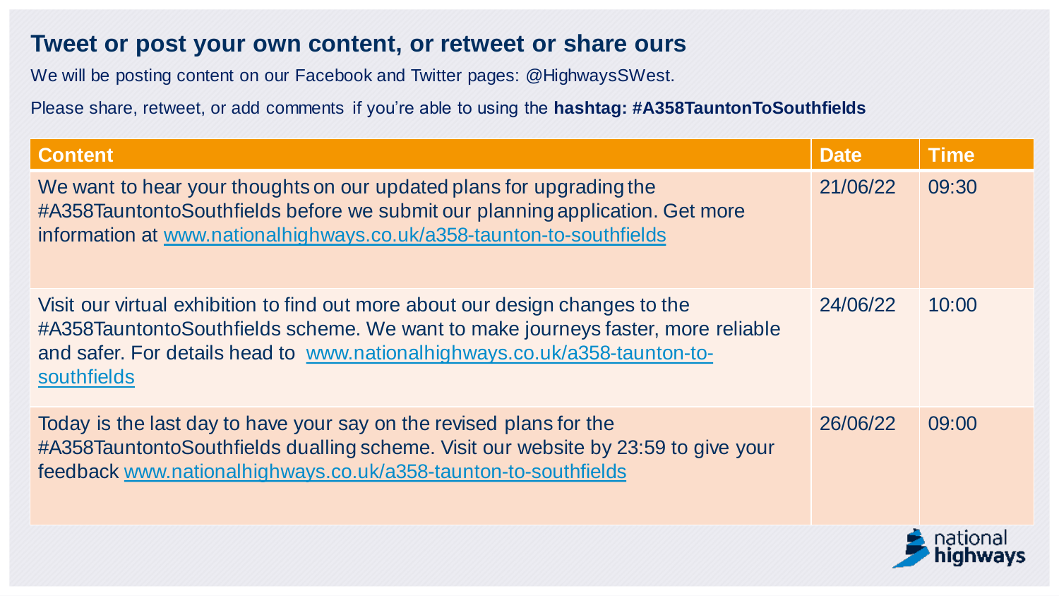## Tweet or post your own content, or retweet or share ours

We will be posting content on our Facebook and Twitter pages: @HighwaysSWest.

Please share, retweet, or add comments if you're able to using the **hashtag: #A358TauntonToSouthfields**

| Content | Date | Time |
| --- | --- | --- |
| We want to hear your thoughts on our updated plans for upgrading the #A358TauntontoSouthfields before we submit our planning application. Get more information at www.nationalhighways.co.uk/a358-taunton-to-southfields | 21/06/22 | 09:30 |
| Visit our virtual exhibition to find out more about our design changes to the #A358TauntontoSouthfields scheme. We want to make journeys faster, more reliable and safer. For details head to www.nationalhighways.co.uk/a358-taunton-to-southfields | 24/06/22 | 10:00 |
| Today is the last day to have your say on the revised plans for the #A358TauntontoSouthfields dualling scheme. Visit our website by 23:59 to give your feedback www.nationalhighways.co.uk/a358-taunton-to-southfields | 26/06/22 | 09:00 |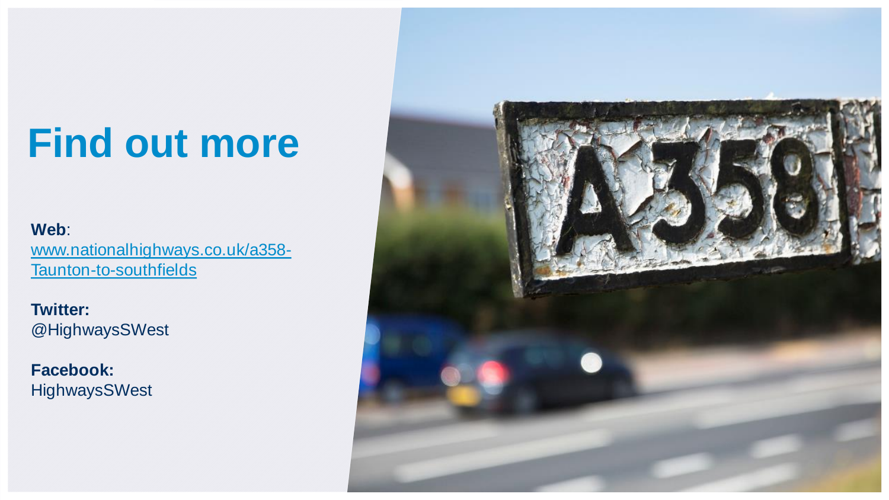# Find out more

**Web**:
www.nationalhighways.co.uk/a358-Taunton-to-southfields

**Twitter:**
@HighwaysSWest

**Facebook:**
HighwaysSWest